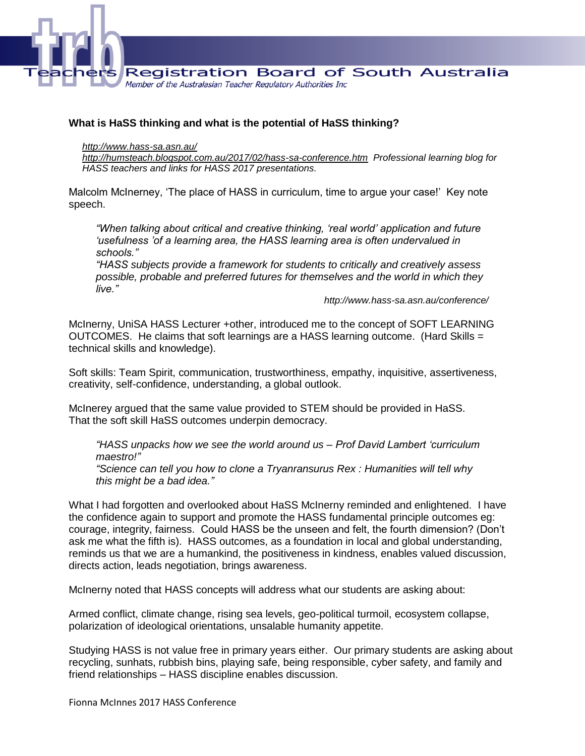# Teachers Registration Board of South Australia

*Member of the Australasian Teacher Regulatory Authorities Inc*

**What is HaSS thinking and what is the potential of HaSS thinking?**

*http://www.hass-sa.asn.au/*
*http://humsteach.blogspot.com.au/2017/02/hass-sa-conference.htm Professional learning blog for HASS teachers and links for HASS 2017 presentations.*

Malcolm McInerney, 'The place of HASS in curriculum, time to argue your case!' Key note speech.

> *"When talking about critical and creative thinking, 'real world' application and future 'usefulness 'of a learning area, the HASS learning area is often undervalued in schools."*
> *"HASS subjects provide a framework for students to critically and creatively assess possible, probable and preferred futures for themselves and the world in which they live."*
>
> *http://www.hass-sa.asn.au/conference/*

McInerny, UniSA HASS Lecturer +other, introduced me to the concept of SOFT LEARNING OUTCOMES. He claims that soft learnings are a HASS learning outcome. (Hard Skills = technical skills and knowledge).

Soft skills: Team Spirit, communication, trustworthiness, empathy, inquisitive, assertiveness, creativity, self-confidence, understanding, a global outlook.

McInerey argued that the same value provided to STEM should be provided in HaSS. That the soft skill HaSS outcomes underpin democracy.

> *"HASS unpacks how we see the world around us – Prof David Lambert 'curriculum maestro!"*
> *"Science can tell you how to clone a Tryanransurus Rex : Humanities will tell why this might be a bad idea."*

What I had forgotten and overlooked about HaSS McInerny reminded and enlightened. I have the confidence again to support and promote the HASS fundamental principle outcomes eg: courage, integrity, fairness. Could HASS be the unseen and felt, the fourth dimension? (Don't ask me what the fifth is). HASS outcomes, as a foundation in local and global understanding, reminds us that we are a humankind, the positiveness in kindness, enables valued discussion, directs action, leads negotiation, brings awareness.

McInerny noted that HASS concepts will address what our students are asking about:

Armed conflict, climate change, rising sea levels, geo-political turmoil, ecosystem collapse, polarization of ideological orientations, unsalable humanity appetite.

Studying HASS is not value free in primary years either. Our primary students are asking about recycling, sunhats, rubbish bins, playing safe, being responsible, cyber safety, and family and friend relationships – HASS discipline enables discussion.

Fionna McInnes 2017 HASS Conference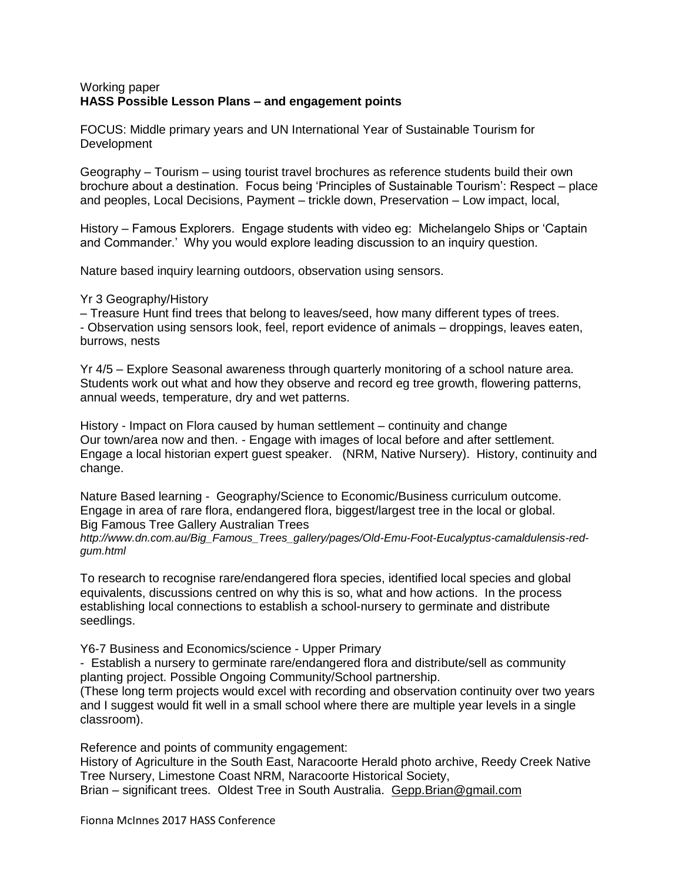Working paper

**HASS Possible Lesson Plans – and engagement points**

FOCUS: Middle primary years and UN International Year of Sustainable Tourism for Development

Geography – Tourism – using tourist travel brochures as reference students build their own brochure about a destination. Focus being 'Principles of Sustainable Tourism': Respect – place and peoples, Local Decisions, Payment – trickle down, Preservation – Low impact, local,

History – Famous Explorers. Engage students with video eg: Michelangelo Ships or 'Captain and Commander.' Why you would explore leading discussion to an inquiry question.

Nature based inquiry learning outdoors, observation using sensors.

Yr 3 Geography/History

– Treasure Hunt find trees that belong to leaves/seed, how many different types of trees.

- Observation using sensors look, feel, report evidence of animals – droppings, leaves eaten, burrows, nests

Yr 4/5 – Explore Seasonal awareness through quarterly monitoring of a school nature area. Students work out what and how they observe and record eg tree growth, flowering patterns, annual weeds, temperature, dry and wet patterns.

History - Impact on Flora caused by human settlement – continuity and change

Our town/area now and then. - Engage with images of local before and after settlement. Engage a local historian expert guest speaker. (NRM, Native Nursery). History, continuity and change.

Nature Based learning - Geography/Science to Economic/Business curriculum outcome. Engage in area of rare flora, endangered flora, biggest/largest tree in the local or global.

Big Famous Tree Gallery Australian Trees

*http://www.dn.com.au/Big_Famous_Trees_gallery/pages/Old-Emu-Foot-Eucalyptus-camaldulensis-red-gum.html*

To research to recognise rare/endangered flora species, identified local species and global equivalents, discussions centred on why this is so, what and how actions. In the process establishing local connections to establish a school-nursery to germinate and distribute seedlings.

Y6-7 Business and Economics/science - Upper Primary

- Establish a nursery to germinate rare/endangered flora and distribute/sell as community planting project. Possible Ongoing Community/School partnership.

(These long term projects would excel with recording and observation continuity over two years and I suggest would fit well in a small school where there are multiple year levels in a single classroom).

Reference and points of community engagement:

History of Agriculture in the South East, Naracoorte Herald photo archive, Reedy Creek Native Tree Nursery, Limestone Coast NRM, Naracoorte Historical Society,

Brian – significant trees. Oldest Tree in South Australia. Gepp.Brian@gmail.com

Fionna McInnes 2017 HASS Conference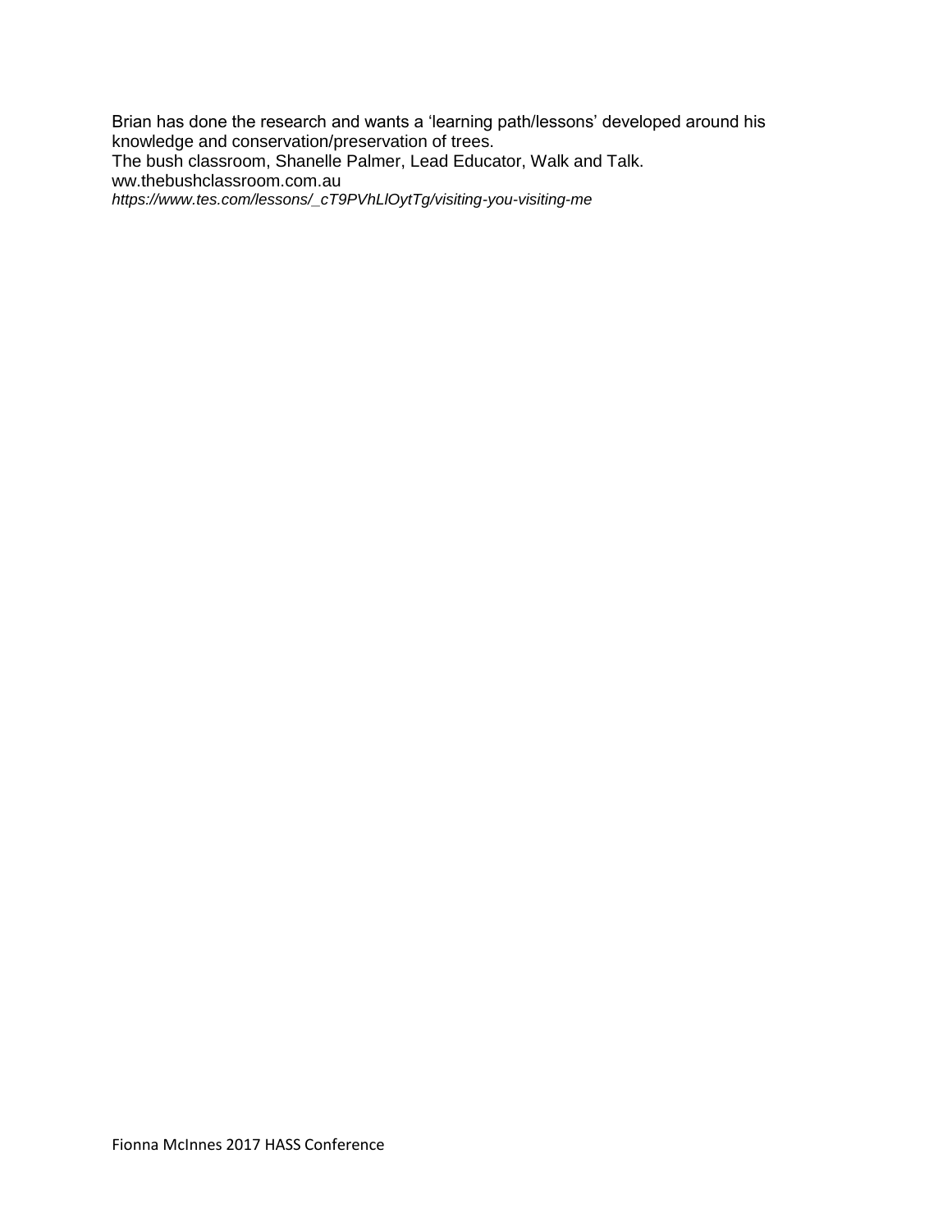Brian has done the research and wants a 'learning path/lessons' developed around his knowledge and conservation/preservation of trees.

The bush classroom, Shanelle Palmer, Lead Educator, Walk and Talk.

ww.thebushclassroom.com.au

*https://www.tes.com/lessons/_cT9PVhLlOytTg/visiting-you-visiting-me*